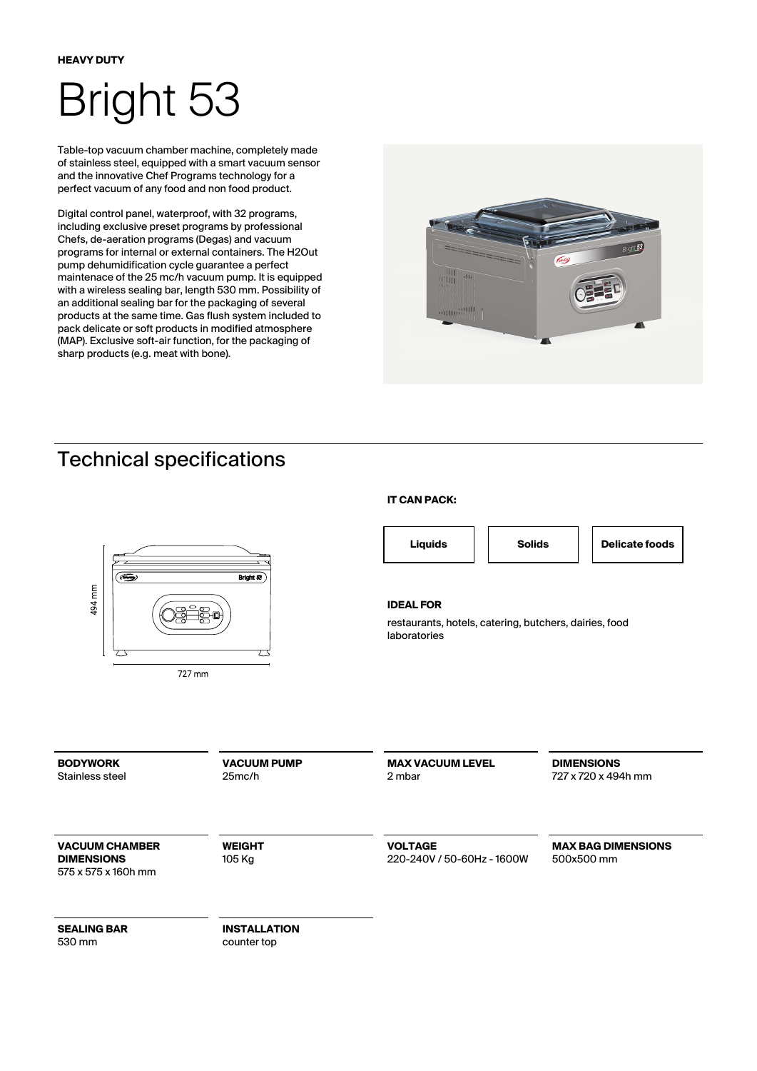**HEAVY DUTY**

# Bright 53

Table-top vacuum chamber machine, completely made of stainless steel, equipped with a smart vacuum sensor and the innovative Chef Programs technology for a perfect vacuum of any food and non food product.

Digital control panel, waterproof, with 32 programs, including exclusive preset programs by professional Chefs, de-aeration programs (Degas) and vacuum programs for internal or external containers. The H2Out pump dehumidification cycle guarantee a perfect maintenace of the 25 mc/h vacuum pump. It is equipped with a wireless sealing bar, length 530 mm. Possibility of an additional sealing bar for the packaging of several products at the same time. Gas flush system included to pack delicate or soft products in modified atmosphere (MAP). Exclusive soft-air function, for the packaging of sharp products (e.g. meat with bone).

## Technical specifications

494 mm

727 mm

**IT CAN PACK:**

- Liquids
- Solids
- Delicate foods

**IDEAL FOR**

restaurants, hotels, catering, butchers, dairies, food laboratories

**BODYWORK**
Stainless steel

**VACUUM PUMP**
25mc/h

**MAX VACUUM LEVEL**
2 mbar

**DIMENSIONS**
727 x 720 x 494h mm

**VACUUM CHAMBER DIMENSIONS**
575 x 575 x 160h mm

**WEIGHT**
105 Kg

**VOLTAGE**
220-240V / 50-60Hz - 1600W

**MAX BAG DIMENSIONS**
500x500 mm

**SEALING BAR**
530 mm

**INSTALLATION**
counter top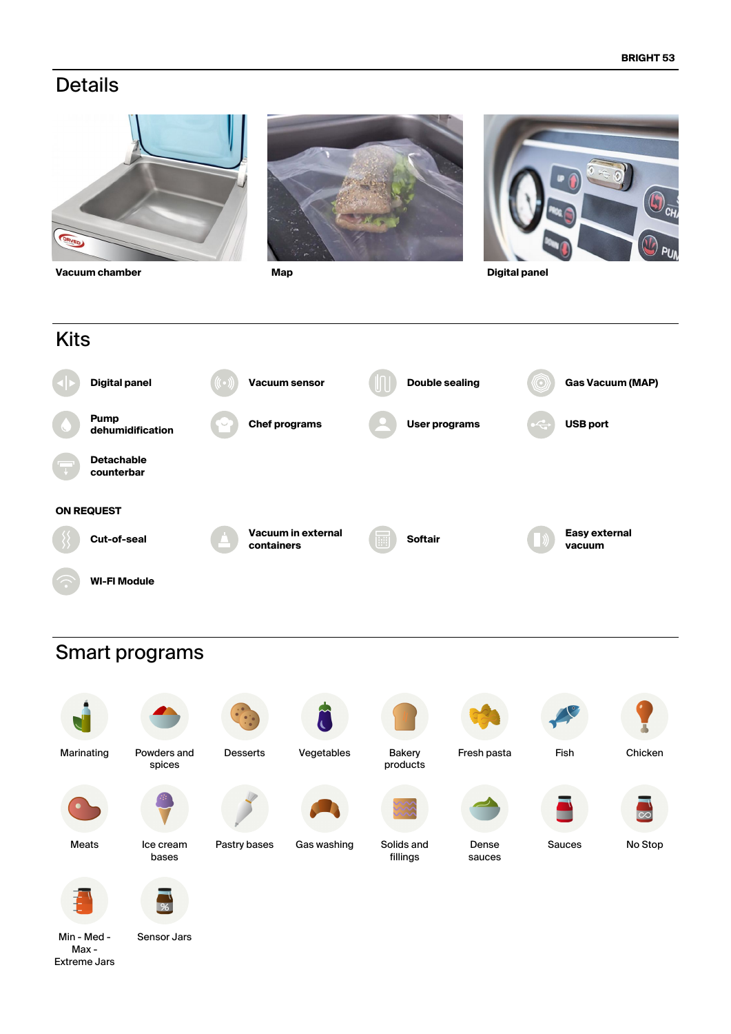## Details

**Vacuum chamber**

**Map**

**Digital panel**

## Kits

- **Digital panel**
- **Vacuum sensor**
- **Double sealing**
- **Gas Vacuum (MAP)**
- **Pump dehumidification**
- **Chef programs**
- **User programs**
- **USB port**
- **Detachable counterbar**

**ON REQUEST**

- **Cut-of-seal**
- **Vacuum in external containers**
- **Softair**
- **Easy external vacuum**
- **WI-FI Module**

## Smart programs

- Marinating
- Powders and spices
- Desserts
- Vegetables
- Bakery products
- Fresh pasta
- Fish
- Chicken
- Meats
- Ice cream bases
- Pastry bases
- Gas washing
- Solids and fillings
- Dense sauces
- Sauces
- No Stop
- Min - Med - Max - Extreme Jars
- Sensor Jars